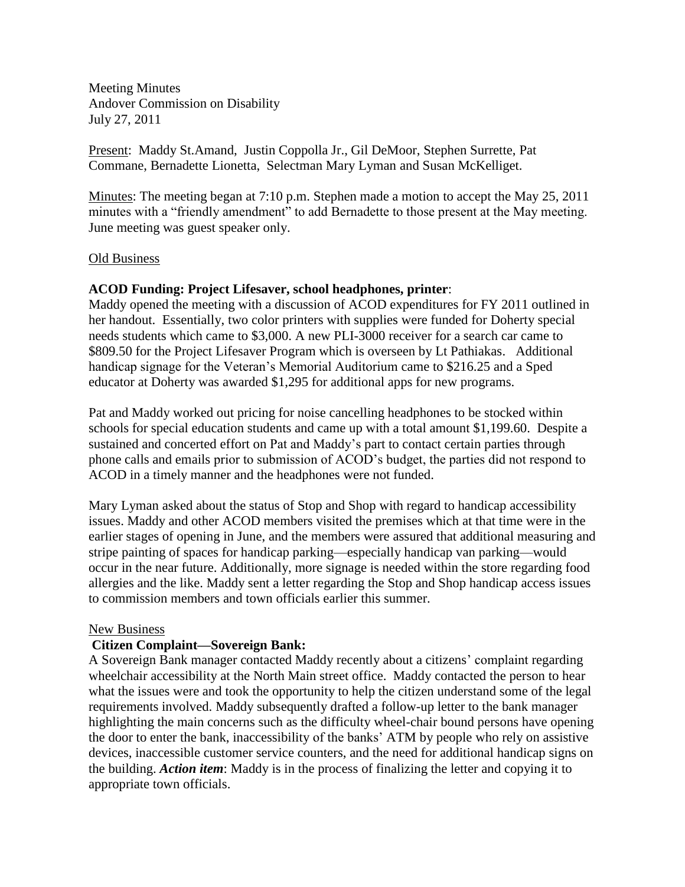Meeting Minutes
Andover Commission on Disability
July 27, 2011

Present: Maddy St.Amand, Justin Coppolla Jr., Gil DeMoor, Stephen Surrette, Pat Commane, Bernadette Lionetta, Selectman Mary Lyman and Susan McKelliget.

Minutes: The meeting began at 7:10 p.m. Stephen made a motion to accept the May 25, 2011 minutes with a "friendly amendment" to add Bernadette to those present at the May meeting. June meeting was guest speaker only.

Old Business

**ACOD Funding: Project Lifesaver, school headphones, printer**:
Maddy opened the meeting with a discussion of ACOD expenditures for FY 2011 outlined in her handout. Essentially, two color printers with supplies were funded for Doherty special needs students which came to $3,000. A new PLI-3000 receiver for a search car came to $809.50 for the Project Lifesaver Program which is overseen by Lt Pathiakas. Additional handicap signage for the Veteran's Memorial Auditorium came to $216.25 and a Sped educator at Doherty was awarded $1,295 for additional apps for new programs.

Pat and Maddy worked out pricing for noise cancelling headphones to be stocked within schools for special education students and came up with a total amount $1,199.60. Despite a sustained and concerted effort on Pat and Maddy's part to contact certain parties through phone calls and emails prior to submission of ACOD's budget, the parties did not respond to ACOD in a timely manner and the headphones were not funded.

Mary Lyman asked about the status of Stop and Shop with regard to handicap accessibility issues. Maddy and other ACOD members visited the premises which at that time were in the earlier stages of opening in June, and the members were assured that additional measuring and stripe painting of spaces for handicap parking—especially handicap van parking—would occur in the near future. Additionally, more signage is needed within the store regarding food allergies and the like. Maddy sent a letter regarding the Stop and Shop handicap access issues to commission members and town officials earlier this summer.

New Business

**Citizen Complaint—Sovereign Bank:**
A Sovereign Bank manager contacted Maddy recently about a citizens' complaint regarding wheelchair accessibility at the North Main street office. Maddy contacted the person to hear what the issues were and took the opportunity to help the citizen understand some of the legal requirements involved. Maddy subsequently drafted a follow-up letter to the bank manager highlighting the main concerns such as the difficulty wheel-chair bound persons have opening the door to enter the bank, inaccessibility of the banks' ATM by people who rely on assistive devices, inaccessible customer service counters, and the need for additional handicap signs on the building. ***Action item***: Maddy is in the process of finalizing the letter and copying it to appropriate town officials.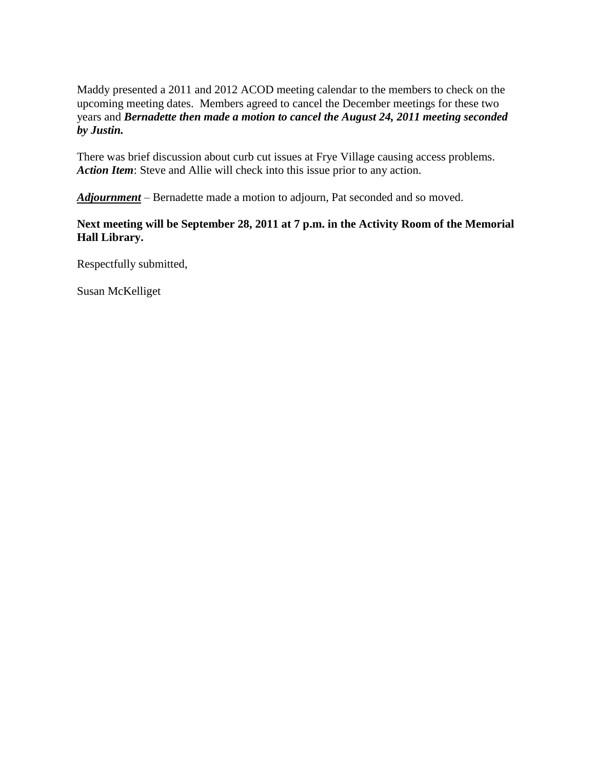Maddy presented a 2011 and 2012 ACOD meeting calendar to the members to check on the upcoming meeting dates. Members agreed to cancel the December meetings for these two years and ***Bernadette then made a motion to cancel the August 24, 2011 meeting seconded by Justin.***

There was brief discussion about curb cut issues at Frye Village causing access problems. ***Action Item***: Steve and Allie will check into this issue prior to any action.

***<u>Adjournment</u>*** – Bernadette made a motion to adjourn, Pat seconded and so moved.

**Next meeting will be September 28, 2011 at 7 p.m. in the Activity Room of the Memorial Hall Library.**

Respectfully submitted,

Susan McKelliget